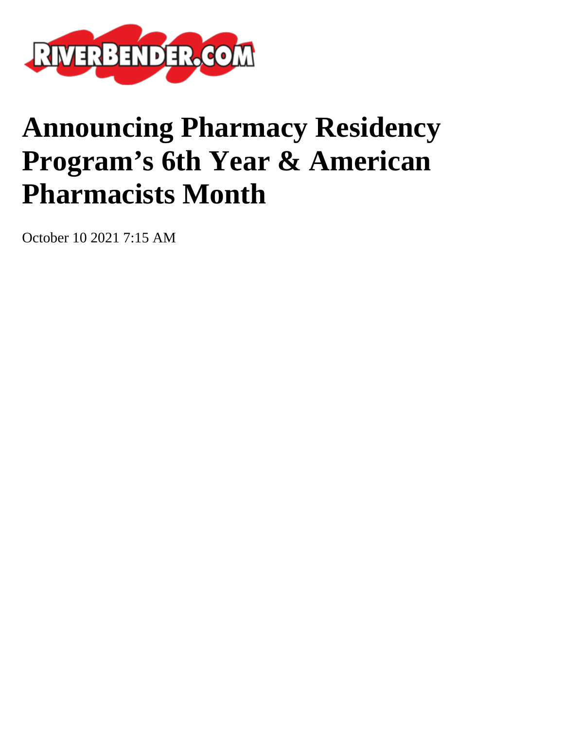RIVERBENDER.COM

# Announcing Pharmacy Residency Program’s 6th Year & American Pharmacists Month

October 10 2021 7:15 AM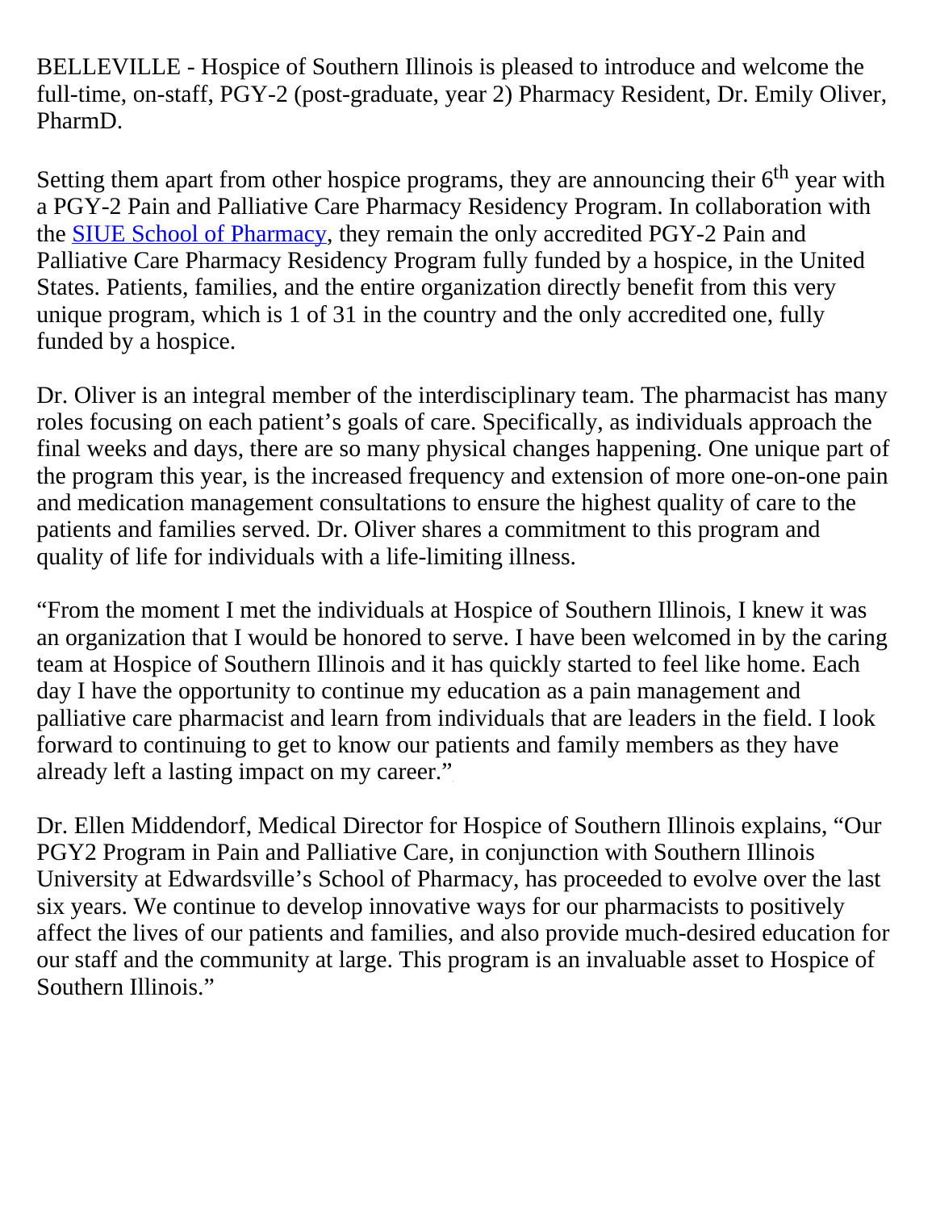BELLEVILLE - Hospice of Southern Illinois is pleased to introduce and welcome the full-time, on-staff, PGY-2 (post-graduate, year 2) Pharmacy Resident, Dr. Emily Oliver, PharmD.

Setting them apart from other hospice programs, they are announcing their 6th year with a PGY-2 Pain and Palliative Care Pharmacy Residency Program. In collaboration with the SIUE School of Pharmacy, they remain the only accredited PGY-2 Pain and Palliative Care Pharmacy Residency Program fully funded by a hospice, in the United States. Patients, families, and the entire organization directly benefit from this very unique program, which is 1 of 31 in the country and the only accredited one, fully funded by a hospice.

Dr. Oliver is an integral member of the interdisciplinary team. The pharmacist has many roles focusing on each patient's goals of care. Specifically, as individuals approach the final weeks and days, there are so many physical changes happening. One unique part of the program this year, is the increased frequency and extension of more one-on-one pain and medication management consultations to ensure the highest quality of care to the patients and families served. Dr. Oliver shares a commitment to this program and quality of life for individuals with a life-limiting illness.

"From the moment I met the individuals at Hospice of Southern Illinois, I knew it was an organization that I would be honored to serve. I have been welcomed in by the caring team at Hospice of Southern Illinois and it has quickly started to feel like home. Each day I have the opportunity to continue my education as a pain management and palliative care pharmacist and learn from individuals that are leaders in the field. I look forward to continuing to get to know our patients and family members as they have already left a lasting impact on my career."

Dr. Ellen Middendorf, Medical Director for Hospice of Southern Illinois explains, "Our PGY2 Program in Pain and Palliative Care, in conjunction with Southern Illinois University at Edwardsville's School of Pharmacy, has proceeded to evolve over the last six years. We continue to develop innovative ways for our pharmacists to positively affect the lives of our patients and families, and also provide much-desired education for our staff and the community at large. This program is an invaluable asset to Hospice of Southern Illinois."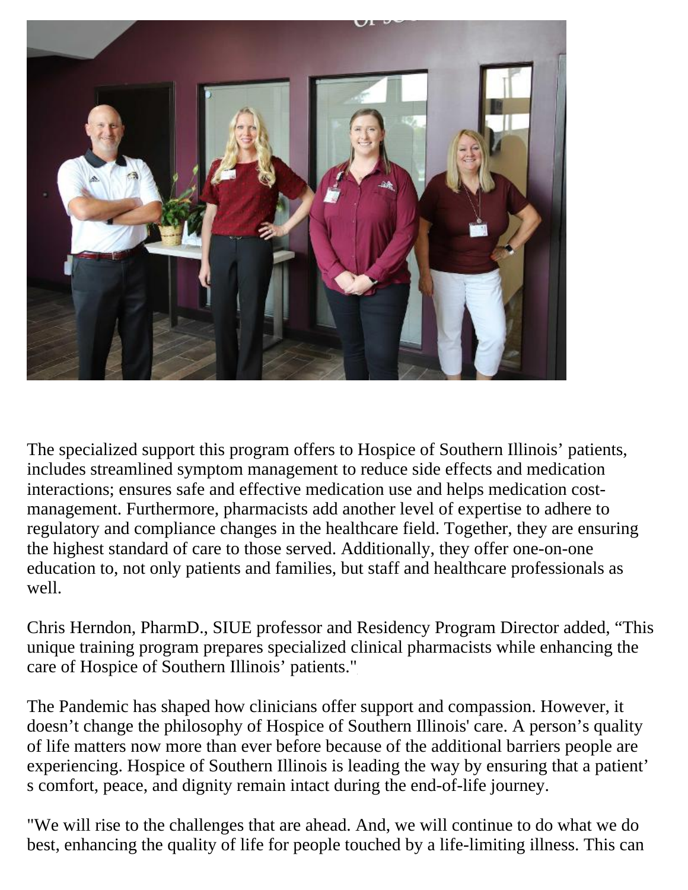The specialized support this program offers to Hospice of Southern Illinois' patients, includes streamlined symptom management to reduce side effects and medication interactions; ensures safe and effective medication use and helps medication cost-management. Furthermore, pharmacists add another level of expertise to adhere to regulatory and compliance changes in the healthcare field. Together, they are ensuring the highest standard of care to those served. Additionally, they offer one-on-one education to, not only patients and families, but staff and healthcare professionals as well.

Chris Herndon, PharmD., SIUE professor and Residency Program Director added, "This unique training program prepares specialized clinical pharmacists while enhancing the care of Hospice of Southern Illinois' patients."

The Pandemic has shaped how clinicians offer support and compassion. However, it doesn't change the philosophy of Hospice of Southern Illinois' care. A person's quality of life matters now more than ever before because of the additional barriers people are experiencing. Hospice of Southern Illinois is leading the way by ensuring that a patient's comfort, peace, and dignity remain intact during the end-of-life journey.

"We will rise to the challenges that are ahead. And, we will continue to do what we do best, enhancing the quality of life for people touched by a life-limiting illness. This can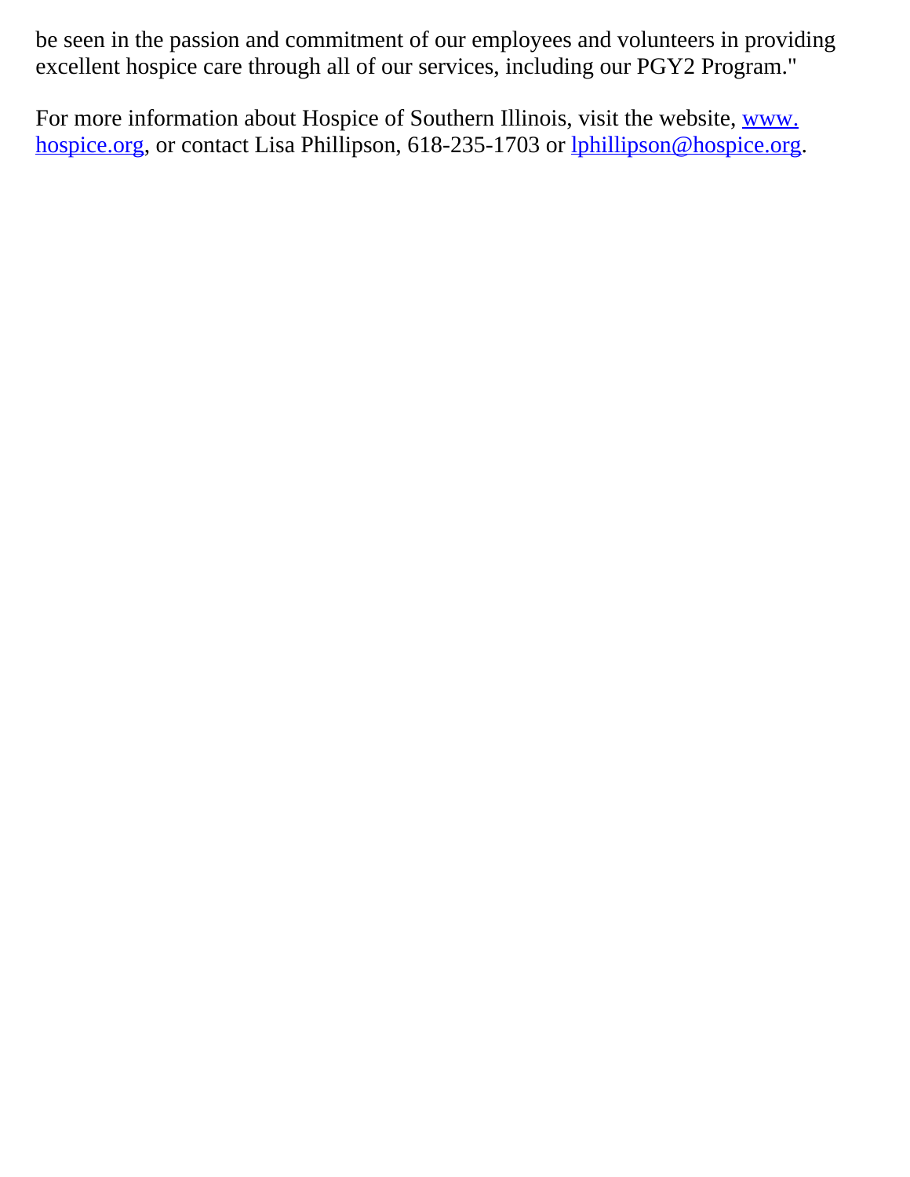be seen in the passion and commitment of our employees and volunteers in providing excellent hospice care through all of our services, including our PGY2 Program."

For more information about Hospice of Southern Illinois, visit the website, [www.hospice.org](http://www.hospice.org), or contact Lisa Phillipson, 618-235-1703 or [lphillipson@hospice.org](mailto:lphillipson@hospice.org).